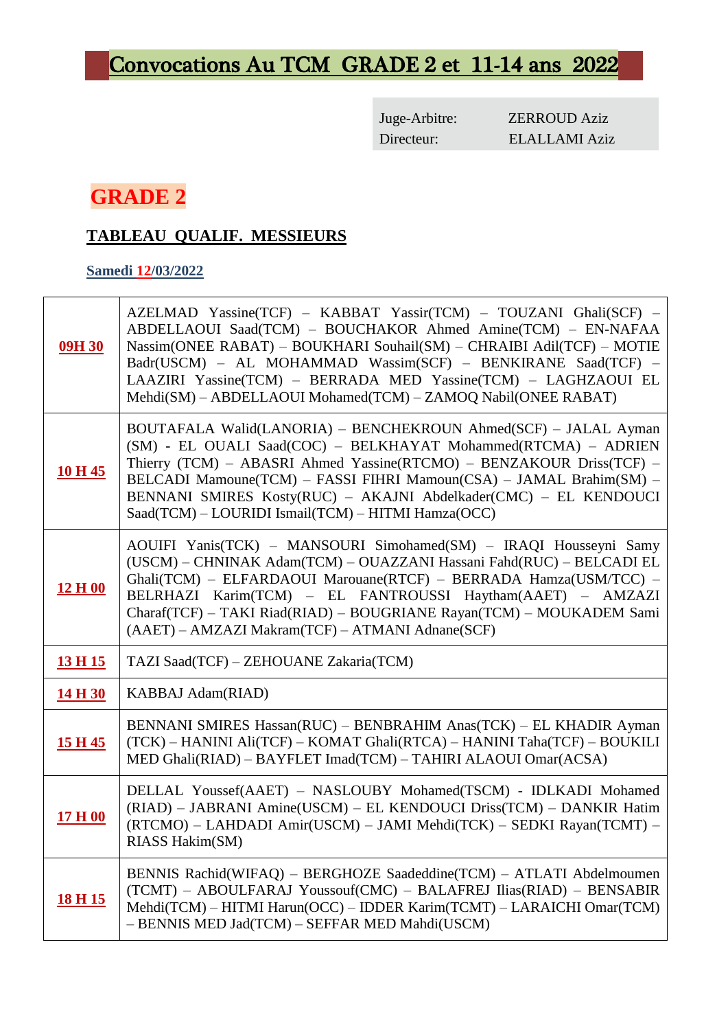# Convocations Au TCM GRADE 2 et 11-14 ans 2022

| | |
|---|---|
| Juge-Arbitre: | ZERROUD Aziz |
| Directeur: | ELALLAMI Aziz |

## GRADE 2

### TABLEAU QUALIF. MESSIEURS

**Samedi 12/03/2022**

| | |
|---|---|
| **09H 30** | AZELMAD Yassine(TCF) – KABBAT Yassir(TCM) – TOUZANI Ghali(SCF) – ABDELLAOUI Saad(TCM) – BOUCHAKOR Ahmed Amine(TCM) – EN-NAFAA Nassim(ONEE RABAT) – BOUKHARI Souhail(SM) – CHRAIBI Adil(TCF) – MOTIE Badr(USCM) – AL MOHAMMAD Wassim(SCF) – BENKIRANE Saad(TCF) – LAAZIRI Yassine(TCM) – BERRADA MED Yassine(TCM) – LAGHZAOUI EL Mehdi(SM) – ABDELLAOUI Mohamed(TCM) – ZAMOQ Nabil(ONEE RABAT) |
| **10 H 45** | BOUTAFALA Walid(LANORIA) – BENCHEKROUN Ahmed(SCF) – JALAL Ayman (SM) - EL OUALI Saad(COC) – BELKHAYAT Mohammed(RTCMA) – ADRIEN Thierry (TCM) – ABASRI Ahmed Yassine(RTCMO) – BENZAKOUR Driss(TCF) – BELCADI Mamoune(TCM) – FASSI FIHRI Mamoun(CSA) – JAMAL Brahim(SM) – BENNANI SMIRES Kosty(RUC) – AKAJNI Abdelkader(CMC) – EL KENDOUCI Saad(TCM) – LOURIDI Ismail(TCM) – HITMI Hamza(OCC) |
| **12 H 00** | AOUIFI Yanis(TCK) – MANSOURI Simohamed(SM) – IRAQI Housseyni Samy (USCM) – CHNINAK Adam(TCM) – OUAZZANI Hassani Fahd(RUC) – BELCADI EL Ghali(TCM) – ELFARDAOUI Marouane(RTCF) – BERRADA Hamza(USM/TCC) – BELRHAZI Karim(TCM) – EL FANTROUSSI Haytham(AAET) – AMZAZI Charaf(TCF) – TAKI Riad(RIAD) – BOUGRIANE Rayan(TCM) – MOUKADEM Sami (AAET) – AMZAZI Makram(TCF) – ATMANI Adnane(SCF) |
| **13 H 15** | TAZI Saad(TCF) – ZEHOUANE Zakaria(TCM) |
| **14 H 30** | KABBAJ Adam(RIAD) |
| **15 H 45** | BENNANI SMIRES Hassan(RUC) – BENBRAHIM Anas(TCK) – EL KHADIR Ayman (TCK) – HANINI Ali(TCF) – KOMAT Ghali(RTCA) – HANINI Taha(TCF) – BOUKILI MED Ghali(RIAD) – BAYFLET Imad(TCM) – TAHIRI ALAOUI Omar(ACSA) |
| **17 H 00** | DELLAL Youssef(AAET) – NASLOUBY Mohamed(TSCM) - IDLKADI Mohamed (RIAD) – JABRANI Amine(USCM) – EL KENDOUCI Driss(TCM) – DANKIR Hatim (RTCMO) – LAHDADI Amir(USCM) – JAMI Mehdi(TCK) – SEDKI Rayan(TCMT) – RIASS Hakim(SM) |
| **18 H 15** | BENNIS Rachid(WIFAQ) – BERGHOZE Saadeddine(TCM) – ATLATI Abdelmoumen (TCMT) – ABOULFARAJ Youssouf(CMC) – BALAFREJ Ilias(RIAD) – BENSABIR Mehdi(TCM) – HITMI Harun(OCC) – IDDER Karim(TCMT) – LARAICHI Omar(TCM) – BENNIS MED Jad(TCM) – SEFFAR MED Mahdi(USCM) |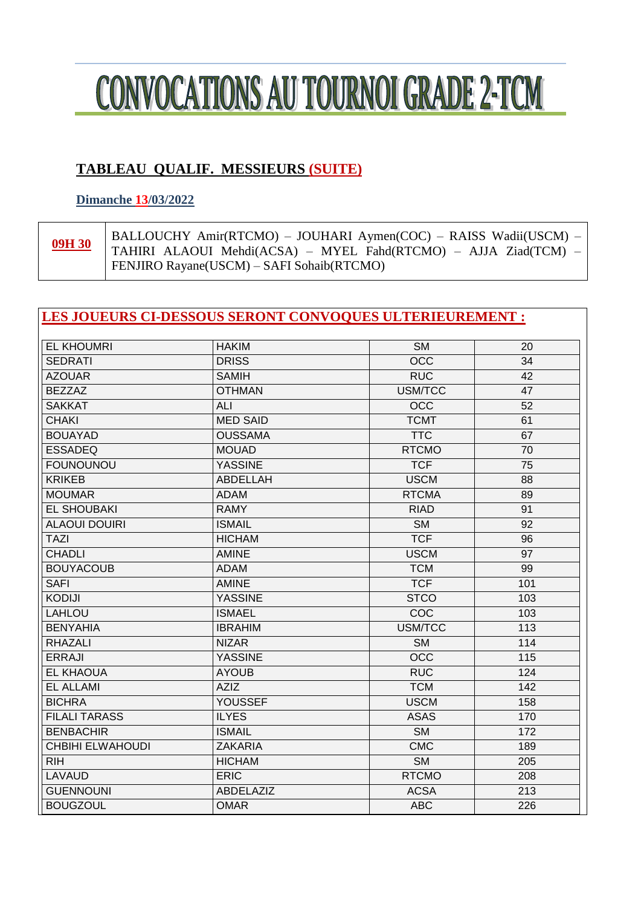# CONVOCATIONS AU TOURNOI GRADE 2-TCM

## TABLEAU QUALIF. MESSIEURS (SUITE)

**Dimanche 13/03/2022**

| | |
|---|---|
| **09H 30** | BALLOUCHY Amir(RTCMO) – JOUHARI Aymen(COC) – RAISS Wadii(USCM) – TAHIRI ALAOUI Mehdi(ACSA) – MYEL Fahd(RTCMO) – AJJA Ziad(TCM) – FENJIRO Rayane(USCM) – SAFI Sohaib(RTCMO) |

**LES JOUEURS CI-DESSOUS SERONT CONVOQUES ULTERIEUREMENT :**

| | | | |
|---|---|---|---|
| EL KHOUMRI | HAKIM | SM | 20 |
| SEDRATI | DRISS | OCC | 34 |
| AZOUAR | SAMIH | RUC | 42 |
| BEZZAZ | OTHMAN | USM/TCC | 47 |
| SAKKAT | ALI | OCC | 52 |
| CHAKI | MED SAID | TCMT | 61 |
| BOUAYAD | OUSSAMA | TTC | 67 |
| ESSADEQ | MOUAD | RTCMO | 70 |
| FOUNOUNOU | YASSINE | TCF | 75 |
| KRIKEB | ABDELLAH | USCM | 88 |
| MOUMAR | ADAM | RTCMA | 89 |
| EL SHOUBAKI | RAMY | RIAD | 91 |
| ALAOUI DOUIRI | ISMAIL | SM | 92 |
| TAZI | HICHAM | TCF | 96 |
| CHADLI | AMINE | USCM | 97 |
| BOUYACOUB | ADAM | TCM | 99 |
| SAFI | AMINE | TCF | 101 |
| KODIJI | YASSINE | STCO | 103 |
| LAHLOU | ISMAEL | COC | 103 |
| BENYAHIA | IBRAHIM | USM/TCC | 113 |
| RHAZALI | NIZAR | SM | 114 |
| ERRAJI | YASSINE | OCC | 115 |
| EL KHAOUA | AYOUB | RUC | 124 |
| EL ALLAMI | AZIZ | TCM | 142 |
| BICHRA | YOUSSEF | USCM | 158 |
| FILALI TARASS | ILYES | ASAS | 170 |
| BENBACHIR | ISMAIL | SM | 172 |
| CHBIHI ELWAHOUDI | ZAKARIA | CMC | 189 |
| RIH | HICHAM | SM | 205 |
| LAVAUD | ERIC | RTCMO | 208 |
| GUENNOUNI | ABDELAZIZ | ACSA | 213 |
| BOUGZOUL | OMAR | ABC | 226 |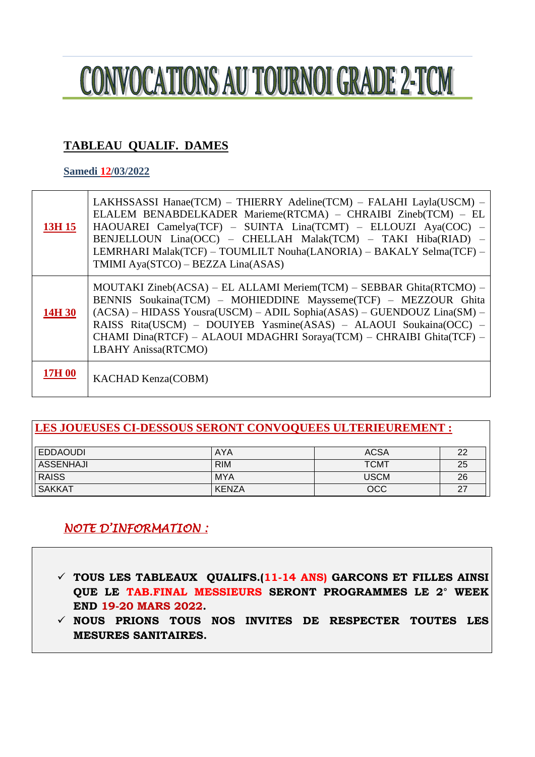# CONVOCATIONS AU TOURNOI GRADE 2-TCM

## TABLEAU QUALIF. DAMES

**Samedi 12/03/2022**

| | |
|---|---|
| **13H 15** | LAKHSSASSI Hanae(TCM) – THIERRY Adeline(TCM) – FALAHI Layla(USCM) – ELALEM BENABDELKADER Marieme(RTCMA) – CHRAIBI Zineb(TCM) – EL HAOUAREI Camelya(TCF) – SUINTA Lina(TCMT) – ELLOUZI Aya(COC) – BENJELLOUN Lina(OCC) – CHELLAH Malak(TCM) – TAKI Hiba(RIAD) – LEMRHARI Malak(TCF) – TOUMLILT Nouha(LANORIA) – BAKALY Selma(TCF) – TMIMI Aya(STCO) – BEZZA Lina(ASAS) |
| **14H 30** | MOUTAKI Zineb(ACSA) – EL ALLAMI Meriem(TCM) – SEBBAR Ghita(RTCMO) – BENNIS Soukaina(TCM) – MOHIEDDINE Maysseme(TCF) – MEZZOUR Ghita (ACSA) – HIDASS Yousra(USCM) – ADIL Sophia(ASAS) – GUENDOUZ Lina(SM) – RAISS Rita(USCM) – DOUIYEB Yasmine(ASAS) – ALAOUI Soukaina(OCC) – CHAMI Dina(RTCF) – ALAOUI MDAGHRI Soraya(TCM) – CHRAIBI Ghita(TCF) – LBAHY Anissa(RTCMO) |
| **17H 00** | KACHAD Kenza(COBM) |

**LES JOUEUSES CI-DESSOUS SERONT CONVOQUEES ULTERIEUREMENT :**

| | | | |
|---|---|---|---|
| EDDAOUDI | AYA | ACSA | 22 |
| ASSENHAJI | RIM | TCMT | 25 |
| RAISS | MYA | USCM | 26 |
| SAKKAT | KENZA | OCC | 27 |

*NOTE D'INFORMATION :*

- ✓ **TOUS LES TABLEAUX QUALIFS.(11-14 ANS) GARCONS ET FILLES AINSI QUE LE TAB.FINAL MESSIEURS SERONT PROGRAMMES LE 2° WEEK END 19-20 MARS 2022.**
- ✓ **NOUS PRIONS TOUS NOS INVITES DE RESPECTER TOUTES LES MESURES SANITAIRES.**